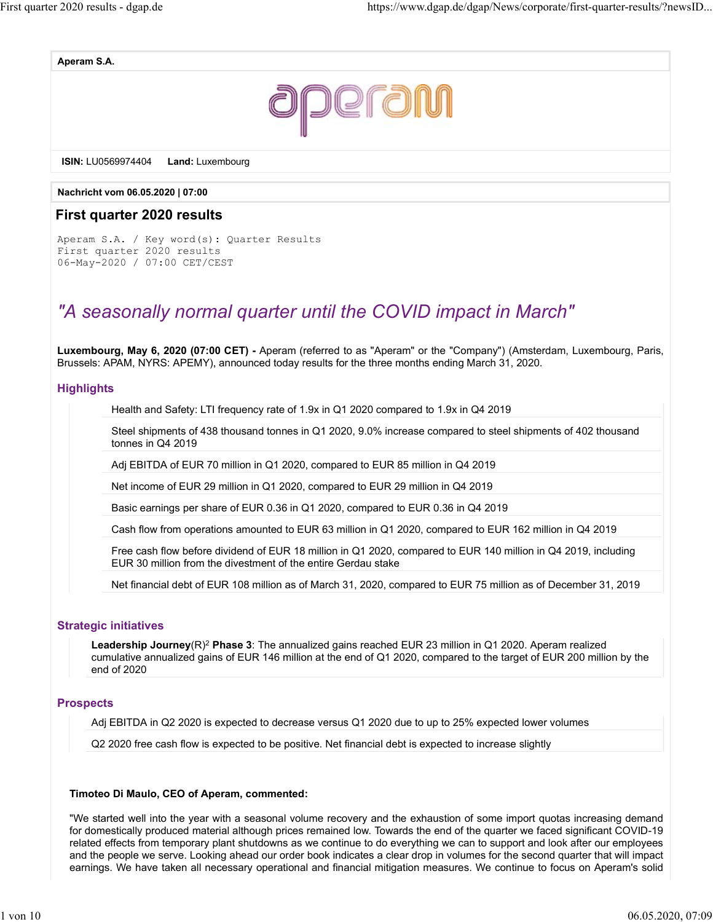**Aperam S.A.**

**ISIN:** LU0569974404 **Land:** Luxembourg

**Nachricht vom 06.05.2020 | 07:00**

# First quarter 2020 results

```
Aperam S.A. / Key word(s): Quarter Results
First quarter 2020 results
06-May-2020 / 07:00 CET/CEST
```

## *"A seasonally normal quarter until the COVID impact in March"*

**Luxembourg, May 6, 2020 (07:00 CET) -** Aperam (referred to as "Aperam" or the "Company") (Amsterdam, Luxembourg, Paris, Brussels: APAM, NYRS: APEMY), announced today results for the three months ending March 31, 2020.

### Highlights

- Health and Safety: LTI frequency rate of 1.9x in Q1 2020 compared to 1.9x in Q4 2019
- Steel shipments of 438 thousand tonnes in Q1 2020, 9.0% increase compared to steel shipments of 402 thousand tonnes in Q4 2019
- Adj EBITDA of EUR 70 million in Q1 2020, compared to EUR 85 million in Q4 2019
- Net income of EUR 29 million in Q1 2020, compared to EUR 29 million in Q4 2019
- Basic earnings per share of EUR 0.36 in Q1 2020, compared to EUR 0.36 in Q4 2019
- Cash flow from operations amounted to EUR 63 million in Q1 2020, compared to EUR 162 million in Q4 2019
- Free cash flow before dividend of EUR 18 million in Q1 2020, compared to EUR 140 million in Q4 2019, including EUR 30 million from the divestment of the entire Gerdau stake
- Net financial debt of EUR 108 million as of March 31, 2020, compared to EUR 75 million as of December 31, 2019

### Strategic initiatives

**Leadership Journey**(R)[2] **Phase 3**: The annualized gains reached EUR 23 million in Q1 2020. Aperam realized cumulative annualized gains of EUR 146 million at the end of Q1 2020, compared to the target of EUR 200 million by the end of 2020

### Prospects

- Adj EBITDA in Q2 2020 is expected to decrease versus Q1 2020 due to up to 25% expected lower volumes
- Q2 2020 free cash flow is expected to be positive. Net financial debt is expected to increase slightly

**Timoteo Di Maulo, CEO of Aperam, commented:**

"We started well into the year with a seasonal volume recovery and the exhaustion of some import quotas increasing demand for domestically produced material although prices remained low. Towards the end of the quarter we faced significant COVID-19 related effects from temporary plant shutdowns as we continue to do everything we can to support and look after our employees and the people we serve. Looking ahead our order book indicates a clear drop in volumes for the second quarter that will impact earnings. We have taken all necessary operational and financial mitigation measures. We continue to focus on Aperam's solid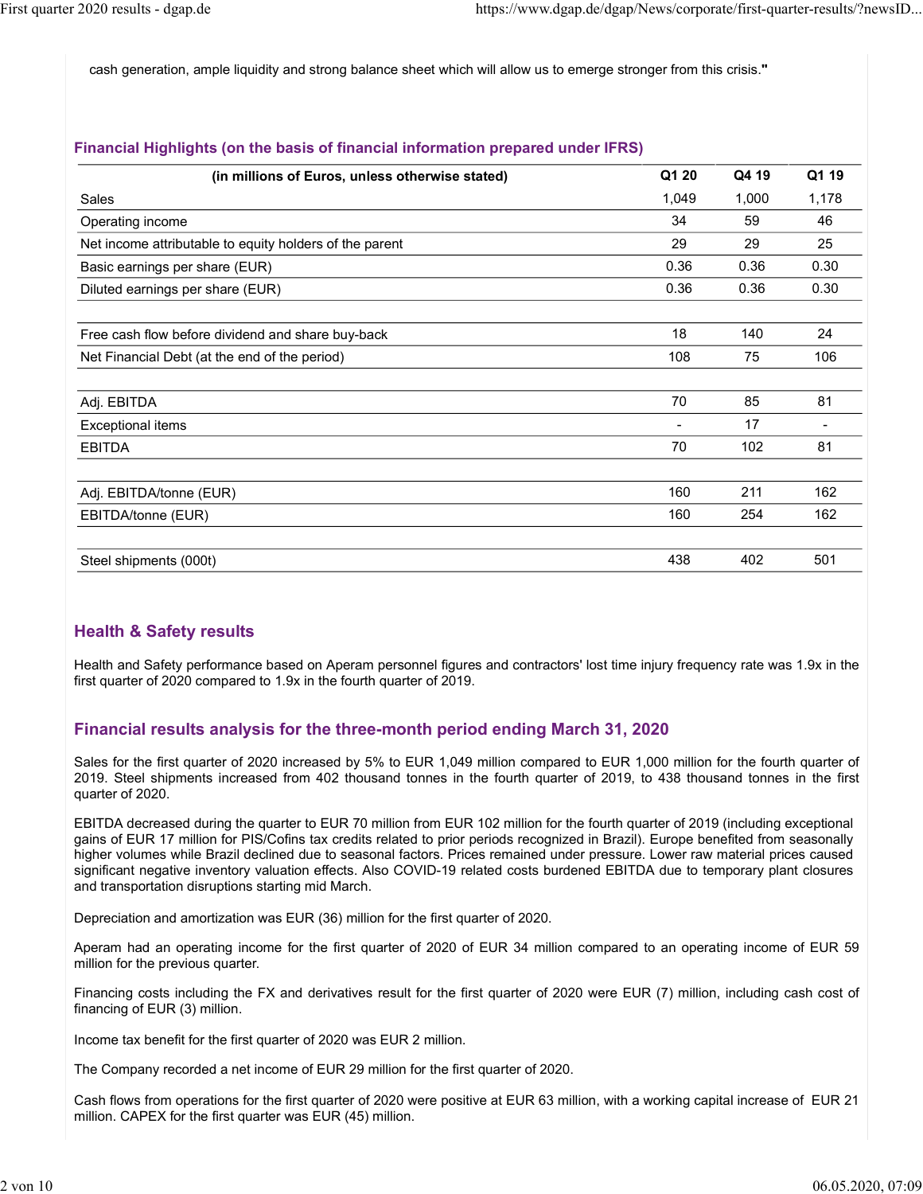cash generation, ample liquidity and strong balance sheet which will allow us to emerge stronger from this crisis."

### Financial Highlights (on the basis of financial information prepared under IFRS)

| (in millions of Euros, unless otherwise stated) | Q1 20 | Q4 19 | Q1 19 |
|---|---|---|---|
| Sales | 1,049 | 1,000 | 1,178 |
| Operating income | 34 | 59 | 46 |
| Net income attributable to equity holders of the parent | 29 | 29 | 25 |
| Basic earnings per share (EUR) | 0.36 | 0.36 | 0.30 |
| Diluted earnings per share (EUR) | 0.36 | 0.36 | 0.30 |
| | | | |
| Free cash flow before dividend and share buy-back | 18 | 140 | 24 |
| Net Financial Debt (at the end of the period) | 108 | 75 | 106 |
| | | | |
| Adj. EBITDA | 70 | 85 | 81 |
| Exceptional items | - | 17 | - |
| EBITDA | 70 | 102 | 81 |
| | | | |
| Adj. EBITDA/tonne (EUR) | 160 | 211 | 162 |
| EBITDA/tonne (EUR) | 160 | 254 | 162 |
| | | | |
| Steel shipments (000t) | 438 | 402 | 501 |

### Health & Safety results

Health and Safety performance based on Aperam personnel figures and contractors' lost time injury frequency rate was 1.9x in the first quarter of 2020 compared to 1.9x in the fourth quarter of 2019.

### Financial results analysis for the three-month period ending March 31, 2020

Sales for the first quarter of 2020 increased by 5% to EUR 1,049 million compared to EUR 1,000 million for the fourth quarter of 2019. Steel shipments increased from 402 thousand tonnes in the fourth quarter of 2019, to 438 thousand tonnes in the first quarter of 2020.

EBITDA decreased during the quarter to EUR 70 million from EUR 102 million for the fourth quarter of 2019 (including exceptional gains of EUR 17 million for PIS/Cofins tax credits related to prior periods recognized in Brazil). Europe benefited from seasonally higher volumes while Brazil declined due to seasonal factors. Prices remained under pressure. Lower raw material prices caused significant negative inventory valuation effects. Also COVID-19 related costs burdened EBITDA due to temporary plant closures and transportation disruptions starting mid March.

Depreciation and amortization was EUR (36) million for the first quarter of 2020.

Aperam had an operating income for the first quarter of 2020 of EUR 34 million compared to an operating income of EUR 59 million for the previous quarter.

Financing costs including the FX and derivatives result for the first quarter of 2020 were EUR (7) million, including cash cost of financing of EUR (3) million.

Income tax benefit for the first quarter of 2020 was EUR 2 million.

The Company recorded a net income of EUR 29 million for the first quarter of 2020.

Cash flows from operations for the first quarter of 2020 were positive at EUR 63 million, with a working capital increase of EUR 21 million. CAPEX for the first quarter was EUR (45) million.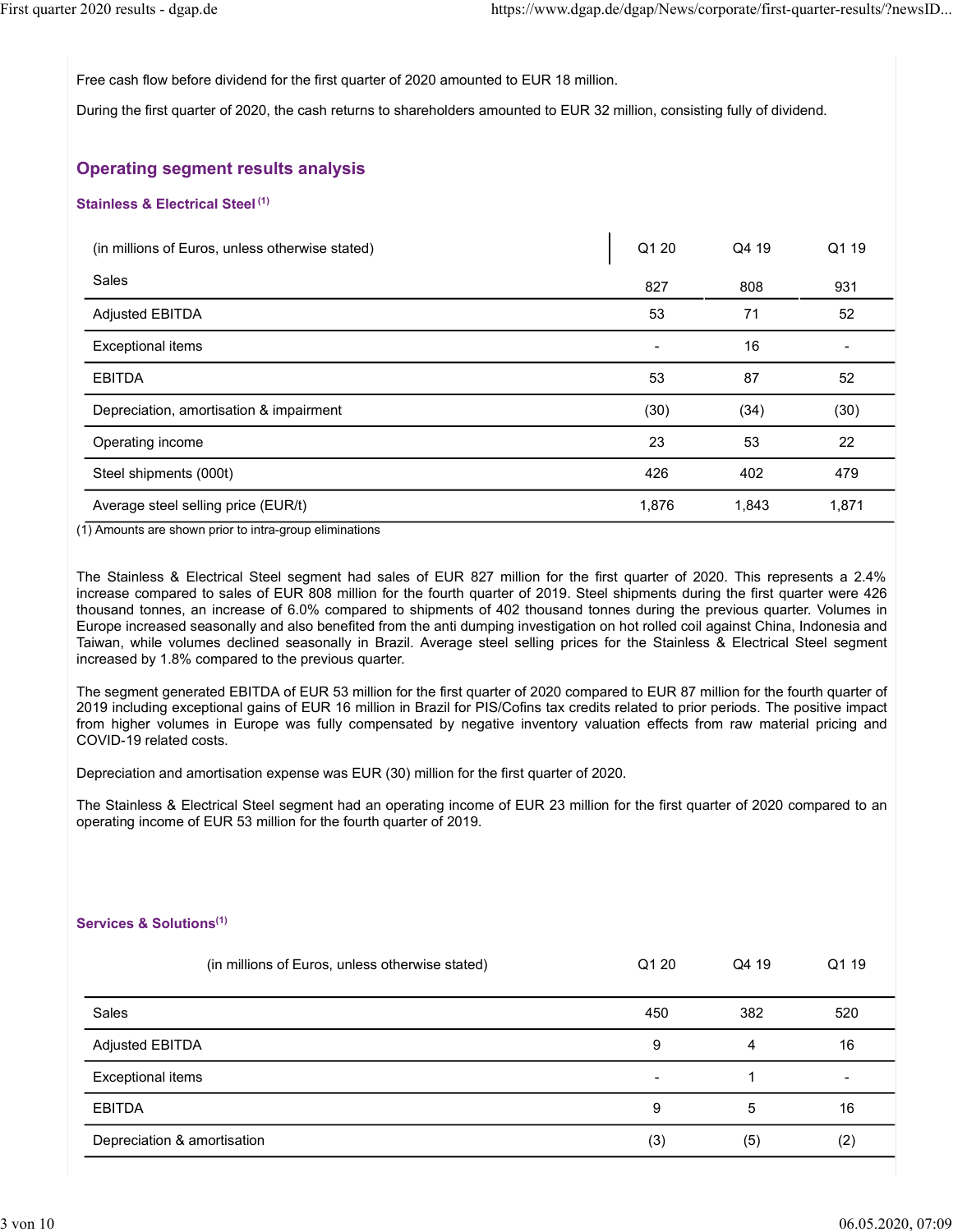Free cash flow before dividend for the first quarter of 2020 amounted to EUR 18 million.

During the first quarter of 2020, the cash returns to shareholders amounted to EUR 32 million, consisting fully of dividend.

## Operating segment results analysis

### Stainless & Electrical Steel [1]

| (in millions of Euros, unless otherwise stated) | Q1 20 | Q4 19 | Q1 19 |
|---|---|---|---|
| Sales | 827 | 808 | 931 |
| Adjusted EBITDA | 53 | 71 | 52 |
| Exceptional items | - | 16 | - |
| EBITDA | 53 | 87 | 52 |
| Depreciation, amortisation & impairment | (30) | (34) | (30) |
| Operating income | 23 | 53 | 22 |
| Steel shipments (000t) | 426 | 402 | 479 |
| Average steel selling price (EUR/t) | 1,876 | 1,843 | 1,871 |

(1) Amounts are shown prior to intra-group eliminations

The Stainless & Electrical Steel segment had sales of EUR 827 million for the first quarter of 2020. This represents a 2.4% increase compared to sales of EUR 808 million for the fourth quarter of 2019. Steel shipments during the first quarter were 426 thousand tonnes, an increase of 6.0% compared to shipments of 402 thousand tonnes during the previous quarter. Volumes in Europe increased seasonally and also benefited from the anti dumping investigation on hot rolled coil against China, Indonesia and Taiwan, while volumes declined seasonally in Brazil. Average steel selling prices for the Stainless & Electrical Steel segment increased by 1.8% compared to the previous quarter.

The segment generated EBITDA of EUR 53 million for the first quarter of 2020 compared to EUR 87 million for the fourth quarter of 2019 including exceptional gains of EUR 16 million in Brazil for PIS/Cofins tax credits related to prior periods. The positive impact from higher volumes in Europe was fully compensated by negative inventory valuation effects from raw material pricing and COVID-19 related costs.

Depreciation and amortisation expense was EUR (30) million for the first quarter of 2020.

The Stainless & Electrical Steel segment had an operating income of EUR 23 million for the first quarter of 2020 compared to an operating income of EUR 53 million for the fourth quarter of 2019.

### Services & Solutions [1]

| (in millions of Euros, unless otherwise stated) | Q1 20 | Q4 19 | Q1 19 |
|---|---|---|---|
| Sales | 450 | 382 | 520 |
| Adjusted EBITDA | 9 | 4 | 16 |
| Exceptional items | - | 1 | - |
| EBITDA | 9 | 5 | 16 |
| Depreciation & amortisation | (3) | (5) | (2) |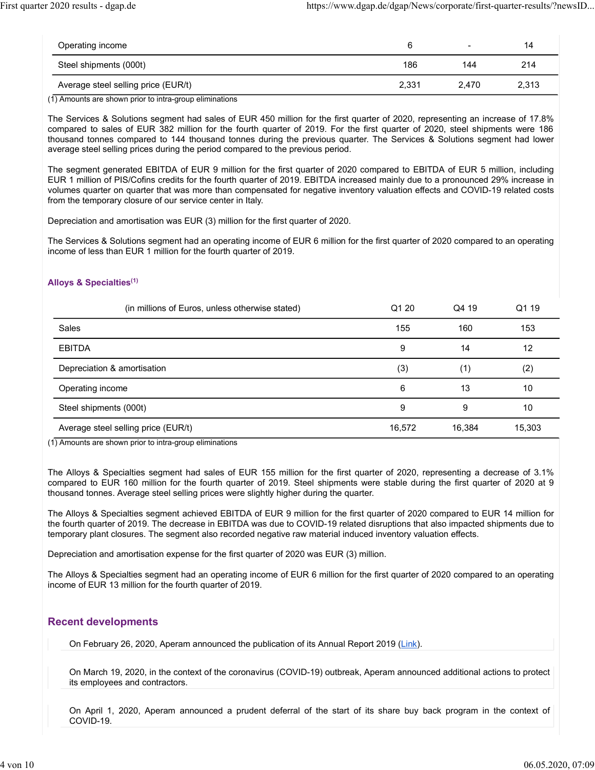| | | | |
|---|---|---|---|
| Operating income | 6 | - | 14 |
| Steel shipments (000t) | 186 | 144 | 214 |
| Average steel selling price (EUR/t) | 2,331 | 2,470 | 2,313 |

(1) Amounts are shown prior to intra-group eliminations

The Services & Solutions segment had sales of EUR 450 million for the first quarter of 2020, representing an increase of 17.8% compared to sales of EUR 382 million for the fourth quarter of 2019. For the first quarter of 2020, steel shipments were 186 thousand tonnes compared to 144 thousand tonnes during the previous quarter. The Services & Solutions segment had lower average steel selling prices during the period compared to the previous period.

The segment generated EBITDA of EUR 9 million for the first quarter of 2020 compared to EBITDA of EUR 5 million, including EUR 1 million of PIS/Cofins credits for the fourth quarter of 2019. EBITDA increased mainly due to a pronounced 29% increase in volumes quarter on quarter that was more than compensated for negative inventory valuation effects and COVID-19 related costs from the temporary closure of our service center in Italy.

Depreciation and amortisation was EUR (3) million for the first quarter of 2020.

The Services & Solutions segment had an operating income of EUR 6 million for the first quarter of 2020 compared to an operating income of less than EUR 1 million for the fourth quarter of 2019.

### Alloys & Specialties[(1)]

| (in millions of Euros, unless otherwise stated) | Q1 20 | Q4 19 | Q1 19 |
|---|---|---|---|
| Sales | 155 | 160 | 153 |
| EBITDA | 9 | 14 | 12 |
| Depreciation & amortisation | (3) | (1) | (2) |
| Operating income | 6 | 13 | 10 |
| Steel shipments (000t) | 9 | 9 | 10 |
| Average steel selling price (EUR/t) | 16,572 | 16,384 | 15,303 |

(1) Amounts are shown prior to intra-group eliminations

The Alloys & Specialties segment had sales of EUR 155 million for the first quarter of 2020, representing a decrease of 3.1% compared to EUR 160 million for the fourth quarter of 2019. Steel shipments were stable during the first quarter of 2020 at 9 thousand tonnes. Average steel selling prices were slightly higher during the quarter.

The Alloys & Specialties segment achieved EBITDA of EUR 9 million for the first quarter of 2020 compared to EUR 14 million for the fourth quarter of 2019. The decrease in EBITDA was due to COVID-19 related disruptions that also impacted shipments due to temporary plant closures. The segment also recorded negative raw material induced inventory valuation effects.

Depreciation and amortisation expense for the first quarter of 2020 was EUR (3) million.

The Alloys & Specialties segment had an operating income of EUR 6 million for the first quarter of 2020 compared to an operating income of EUR 13 million for the fourth quarter of 2019.

## Recent developments

On February 26, 2020, Aperam announced the publication of its Annual Report 2019 (Link).

On March 19, 2020, in the context of the coronavirus (COVID-19) outbreak, Aperam announced additional actions to protect its employees and contractors.

On April 1, 2020, Aperam announced a prudent deferral of the start of its share buy back program in the context of COVID-19.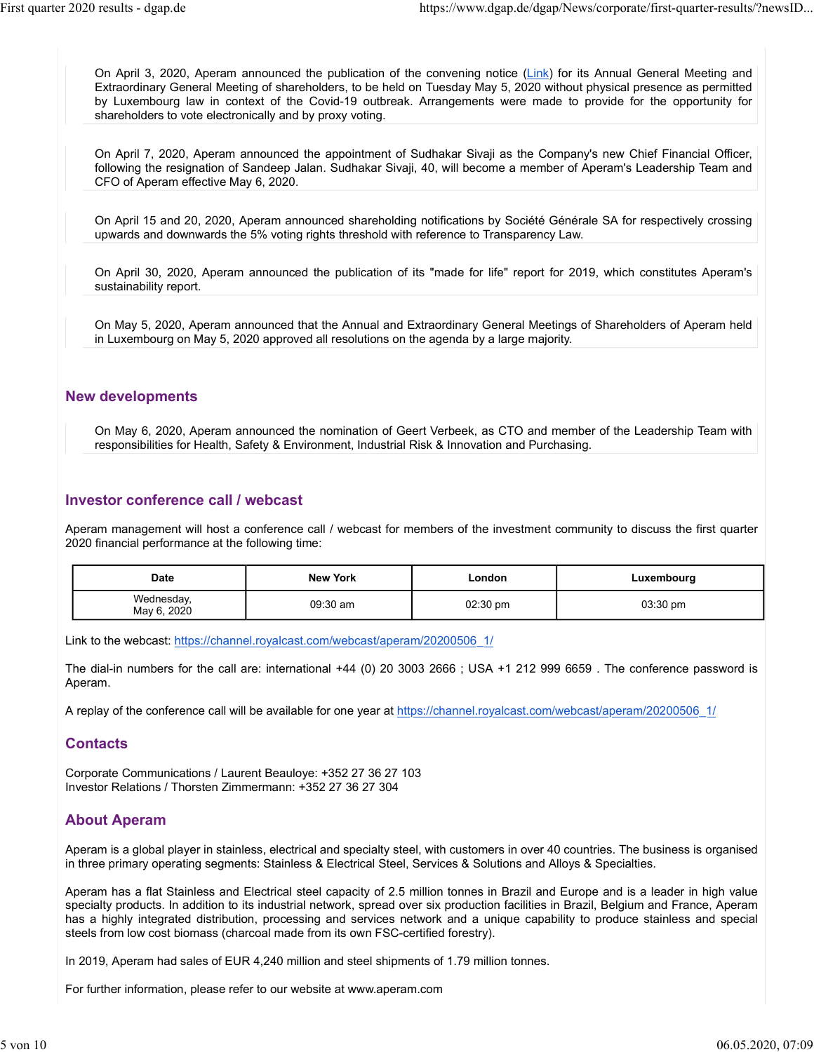On April 3, 2020, Aperam announced the publication of the convening notice (Link) for its Annual General Meeting and Extraordinary General Meeting of shareholders, to be held on Tuesday May 5, 2020 without physical presence as permitted by Luxembourg law in context of the Covid-19 outbreak. Arrangements were made to provide for the opportunity for shareholders to vote electronically and by proxy voting.

On April 7, 2020, Aperam announced the appointment of Sudhakar Sivaji as the Company's new Chief Financial Officer, following the resignation of Sandeep Jalan. Sudhakar Sivaji, 40, will become a member of Aperam's Leadership Team and CFO of Aperam effective May 6, 2020.

On April 15 and 20, 2020, Aperam announced shareholding notifications by Société Générale SA for respectively crossing upwards and downwards the 5% voting rights threshold with reference to Transparency Law.

On April 30, 2020, Aperam announced the publication of its "made for life" report for 2019, which constitutes Aperam's sustainability report.

On May 5, 2020, Aperam announced that the Annual and Extraordinary General Meetings of Shareholders of Aperam held in Luxembourg on May 5, 2020 approved all resolutions on the agenda by a large majority.

## New developments

On May 6, 2020, Aperam announced the nomination of Geert Verbeek, as CTO and member of the Leadership Team with responsibilities for Health, Safety & Environment, Industrial Risk & Innovation and Purchasing.

## Investor conference call / webcast

Aperam management will host a conference call / webcast for members of the investment community to discuss the first quarter 2020 financial performance at the following time:

| Date | New York | London | Luxembourg |
|---|---|---|---|
| Wednesday, May 6, 2020 | 09:30 am | 02:30 pm | 03:30 pm |

Link to the webcast: https://channel.royalcast.com/webcast/aperam/20200506_1/

The dial-in numbers for the call are: international +44 (0) 20 3003 2666 ; USA +1 212 999 6659 . The conference password is Aperam.

A replay of the conference call will be available for one year at https://channel.royalcast.com/webcast/aperam/20200506_1/

## Contacts

Corporate Communications / Laurent Beauloye: +352 27 36 27 103
Investor Relations / Thorsten Zimmermann: +352 27 36 27 304

## About Aperam

Aperam is a global player in stainless, electrical and specialty steel, with customers in over 40 countries. The business is organised in three primary operating segments: Stainless & Electrical Steel, Services & Solutions and Alloys & Specialties.

Aperam has a flat Stainless and Electrical steel capacity of 2.5 million tonnes in Brazil and Europe and is a leader in high value specialty products. In addition to its industrial network, spread over six production facilities in Brazil, Belgium and France, Aperam has a highly integrated distribution, processing and services network and a unique capability to produce stainless and special steels from low cost biomass (charcoal made from its own FSC-certified forestry).

In 2019, Aperam had sales of EUR 4,240 million and steel shipments of 1.79 million tonnes.

For further information, please refer to our website at www.aperam.com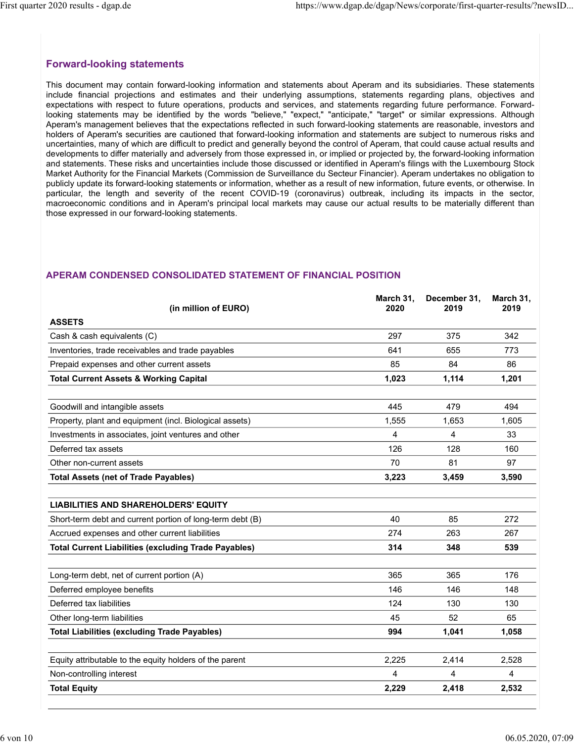## Forward-looking statements

This document may contain forward-looking information and statements about Aperam and its subsidiaries. These statements include financial projections and estimates and their underlying assumptions, statements regarding plans, objectives and expectations with respect to future operations, products and services, and statements regarding future performance. Forward-looking statements may be identified by the words "believe," "expect," "anticipate," "target" or similar expressions. Although Aperam's management believes that the expectations reflected in such forward-looking statements are reasonable, investors and holders of Aperam's securities are cautioned that forward-looking information and statements are subject to numerous risks and uncertainties, many of which are difficult to predict and generally beyond the control of Aperam, that could cause actual results and developments to differ materially and adversely from those expressed in, or implied or projected by, the forward-looking information and statements. These risks and uncertainties include those discussed or identified in Aperam's filings with the Luxembourg Stock Market Authority for the Financial Markets (Commission de Surveillance du Secteur Financier). Aperam undertakes no obligation to publicly update its forward-looking statements or information, whether as a result of new information, future events, or otherwise. In particular, the length and severity of the recent COVID-19 (coronavirus) outbreak, including its impacts in the sector, macroeconomic conditions and in Aperam's principal local markets may cause our actual results to be materially different than those expressed in our forward-looking statements.

## APERAM CONDENSED CONSOLIDATED STATEMENT OF FINANCIAL POSITION

| (in million of EURO) | March 31, 2020 | December 31, 2019 | March 31, 2019 |
|---|---|---|---|
| **ASSETS** | | | |
| Cash & cash equivalents (C) | 297 | 375 | 342 |
| Inventories, trade receivables and trade payables | 641 | 655 | 773 |
| Prepaid expenses and other current assets | 85 | 84 | 86 |
| **Total Current Assets & Working Capital** | **1,023** | **1,114** | **1,201** |
| | | | |
| Goodwill and intangible assets | 445 | 479 | 494 |
| Property, plant and equipment (incl. Biological assets) | 1,555 | 1,653 | 1,605 |
| Investments in associates, joint ventures and other | 4 | 4 | 33 |
| Deferred tax assets | 126 | 128 | 160 |
| Other non-current assets | 70 | 81 | 97 |
| **Total Assets (net of Trade Payables)** | **3,223** | **3,459** | **3,590** |
| | | | |
| **LIABILITIES AND SHAREHOLDERS' EQUITY** | | | |
| Short-term debt and current portion of long-term debt (B) | 40 | 85 | 272 |
| Accrued expenses and other current liabilities | 274 | 263 | 267 |
| **Total Current Liabilities (excluding Trade Payables)** | **314** | **348** | **539** |
| | | | |
| Long-term debt, net of current portion (A) | 365 | 365 | 176 |
| Deferred employee benefits | 146 | 146 | 148 |
| Deferred tax liabilities | 124 | 130 | 130 |
| Other long-term liabilities | 45 | 52 | 65 |
| **Total Liabilities (excluding Trade Payables)** | **994** | **1,041** | **1,058** |
| | | | |
| Equity attributable to the equity holders of the parent | 2,225 | 2,414 | 2,528 |
| Non-controlling interest | 4 | 4 | 4 |
| **Total Equity** | **2,229** | **2,418** | **2,532** |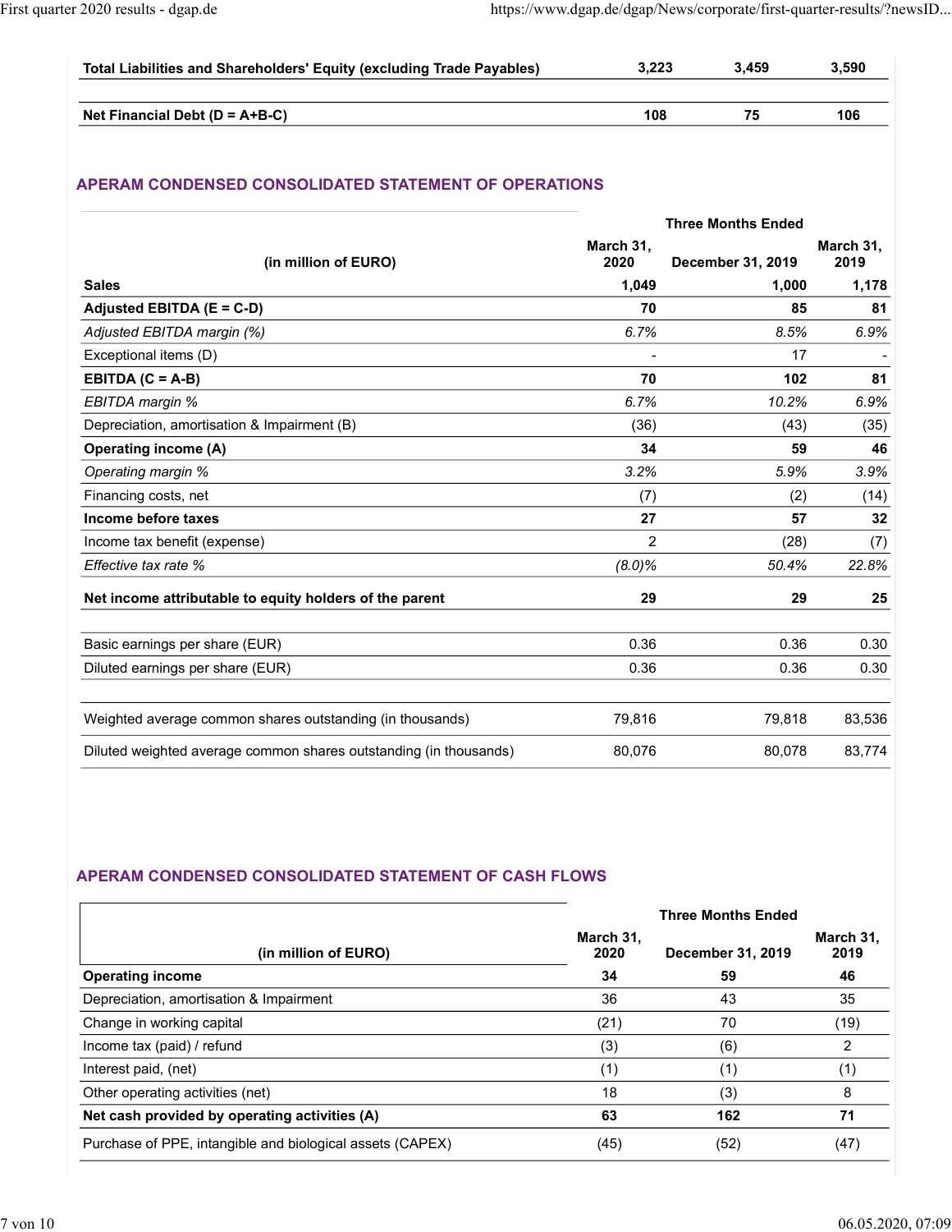| | | | |
|---|---|---|---|
| **Total Liabilities and Shareholders' Equity (excluding Trade Payables)** | **3,223** | **3,459** | **3,590** |
| **Net Financial Debt (D = A+B-C)** | **108** | **75** | **106** |

## APERAM CONDENSED CONSOLIDATED STATEMENT OF OPERATIONS

| | Three Months Ended | | |
|---|---|---|---|
| **(in million of EURO)** | **March 31, 2020** | **December 31, 2019** | **March 31, 2019** |
| **Sales** | **1,049** | **1,000** | **1,178** |
| **Adjusted EBITDA (E = C-D)** | **70** | **85** | **81** |
| *Adjusted EBITDA margin (%)* | *6.7%* | *8.5%* | *6.9%* |
| Exceptional items (D) | - | 17 | - |
| **EBITDA (C = A-B)** | **70** | **102** | **81** |
| *EBITDA margin %* | *6.7%* | *10.2%* | *6.9%* |
| Depreciation, amortisation & Impairment (B) | (36) | (43) | (35) |
| **Operating income (A)** | **34** | **59** | **46** |
| *Operating margin %* | *3.2%* | *5.9%* | *3.9%* |
| Financing costs, net | (7) | (2) | (14) |
| **Income before taxes** | **27** | **57** | **32** |
| Income tax benefit (expense) | 2 | (28) | (7) |
| *Effective tax rate %* | *(8.0)%* | *50.4%* | *22.8%* |
| **Net income attributable to equity holders of the parent** | **29** | **29** | **25** |
| Basic earnings per share (EUR) | 0.36 | 0.36 | 0.30 |
| Diluted earnings per share (EUR) | 0.36 | 0.36 | 0.30 |
| Weighted average common shares outstanding (in thousands) | 79,816 | 79,818 | 83,536 |
| Diluted weighted average common shares outstanding (in thousands) | 80,076 | 80,078 | 83,774 |

## APERAM CONDENSED CONSOLIDATED STATEMENT OF CASH FLOWS

| | Three Months Ended | | |
|---|---|---|---|
| **(in million of EURO)** | **March 31, 2020** | **December 31, 2019** | **March 31, 2019** |
| **Operating income** | **34** | **59** | **46** |
| Depreciation, amortisation & Impairment | 36 | 43 | 35 |
| Change in working capital | (21) | 70 | (19) |
| Income tax (paid) / refund | (3) | (6) | 2 |
| Interest paid, (net) | (1) | (1) | (1) |
| Other operating activities (net) | 18 | (3) | 8 |
| **Net cash provided by operating activities (A)** | **63** | **162** | **71** |
| Purchase of PPE, intangible and biological assets (CAPEX) | (45) | (52) | (47) |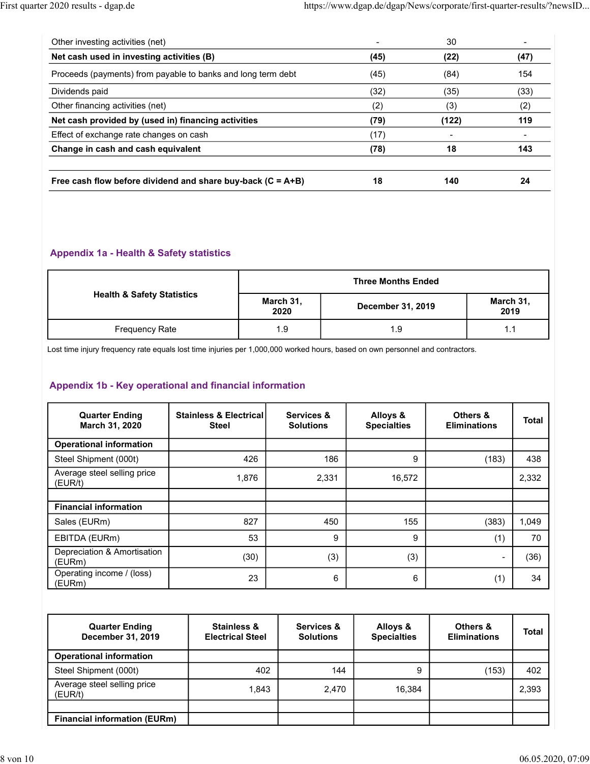| | | | |
|---|---|---|---|
| Other investing activities (net) | - | 30 | - |
| **Net cash used in investing activities (B)** | **(45)** | **(22)** | **(47)** |
| Proceeds (payments) from payable to banks and long term debt | (45) | (84) | 154 |
| Dividends paid | (32) | (35) | (33) |
| Other financing activities (net) | (2) | (3) | (2) |
| **Net cash provided by (used in) financing activities** | **(79)** | **(122)** | **119** |
| Effect of exchange rate changes on cash | (17) | - | - |
| **Change in cash and cash equivalent** | **(78)** | **18** | **143** |
| | | | |
| **Free cash flow before dividend and share buy-back (C = A+B)** | **18** | **140** | **24** |

## Appendix 1a - Health & Safety statistics

| Health & Safety Statistics | Three Months Ended | | |
|---|---|---|---|
| | March 31, 2020 | December 31, 2019 | March 31, 2019 |
| Frequency Rate | 1.9 | 1.9 | 1.1 |

Lost time injury frequency rate equals lost time injuries per 1,000,000 worked hours, based on own personnel and contractors.

## Appendix 1b - Key operational and financial information

| Quarter Ending March 31, 2020 | Stainless & Electrical Steel | Services & Solutions | Alloys & Specialties | Others & Eliminations | Total |
|---|---|---|---|---|---|
| **Operational information** | | | | | |
| Steel Shipment (000t) | 426 | 186 | 9 | (183) | 438 |
| Average steel selling price (EUR/t) | 1,876 | 2,331 | 16,572 | | 2,332 |
| | | | | | |
| **Financial information** | | | | | |
| Sales (EURm) | 827 | 450 | 155 | (383) | 1,049 |
| EBITDA (EURm) | 53 | 9 | 9 | (1) | 70 |
| Depreciation & Amortisation (EURm) | (30) | (3) | (3) | - | (36) |
| Operating income / (loss) (EURm) | 23 | 6 | 6 | (1) | 34 |

| Quarter Ending December 31, 2019 | Stainless & Electrical Steel | Services & Solutions | Alloys & Specialties | Others & Eliminations | Total |
|---|---|---|---|---|---|
| **Operational information** | | | | | |
| Steel Shipment (000t) | 402 | 144 | 9 | (153) | 402 |
| Average steel selling price (EUR/t) | 1,843 | 2,470 | 16,384 | | 2,393 |
| | | | | | |
| **Financial information (EURm)** | | | | | |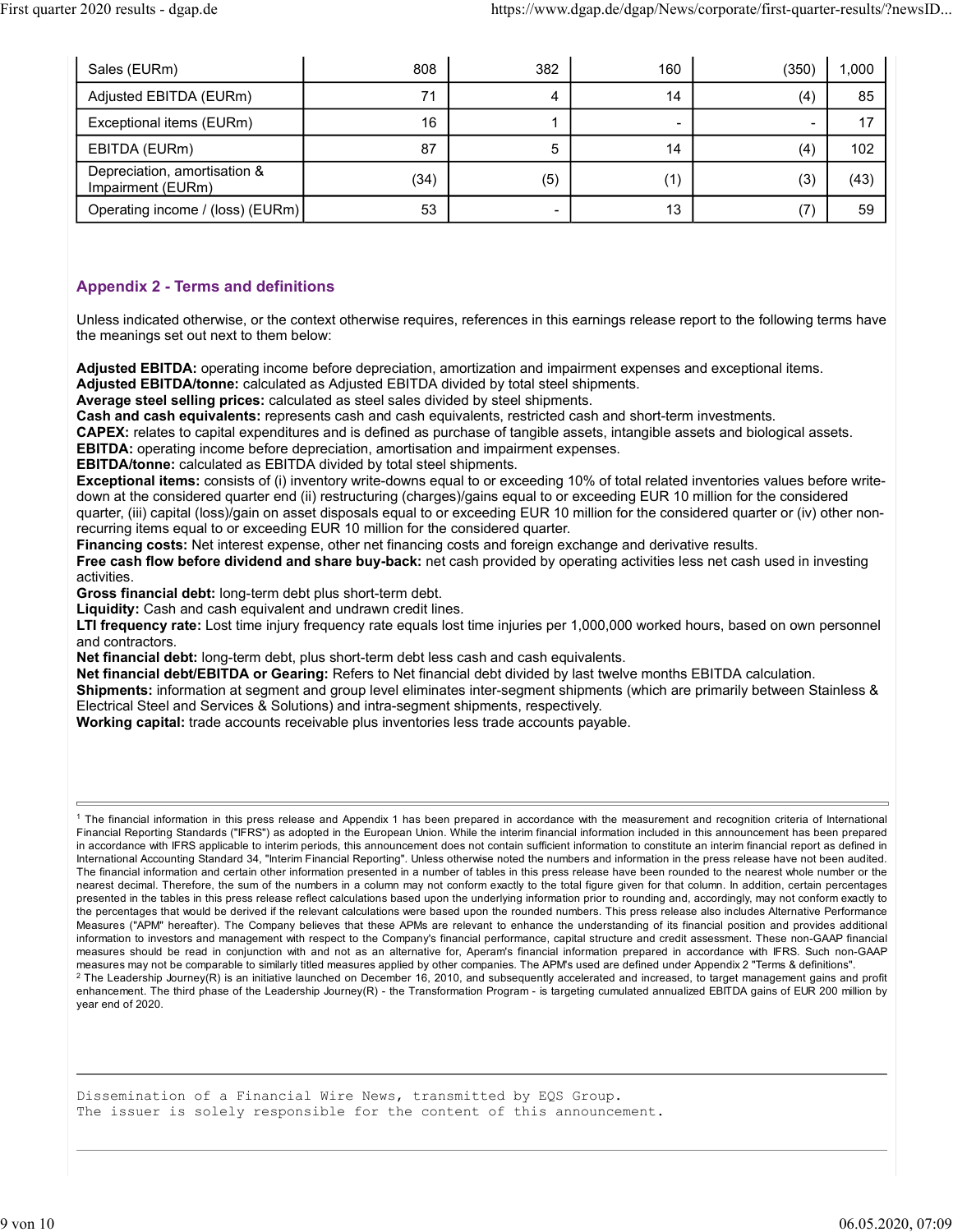| | | | | | |
|---|---|---|---|---|---|
| Sales (EURm) | 808 | 382 | 160 | (350) | 1,000 |
| Adjusted EBITDA (EURm) | 71 | 4 | 14 | (4) | 85 |
| Exceptional items (EURm) | 16 | 1 | - | - | 17 |
| EBITDA (EURm) | 87 | 5 | 14 | (4) | 102 |
| Depreciation, amortisation & Impairment (EURm) | (34) | (5) | (1) | (3) | (43) |
| Operating income / (loss) (EURm) | 53 | - | 13 | (7) | 59 |

## Appendix 2 - Terms and definitions

Unless indicated otherwise, or the context otherwise requires, references in this earnings release report to the following terms have the meanings set out next to them below:

**Adjusted EBITDA:** operating income before depreciation, amortization and impairment expenses and exceptional items.
**Adjusted EBITDA/tonne:** calculated as Adjusted EBITDA divided by total steel shipments.
**Average steel selling prices:** calculated as steel sales divided by steel shipments.
**Cash and cash equivalents:** represents cash and cash equivalents, restricted cash and short-term investments.
**CAPEX:** relates to capital expenditures and is defined as purchase of tangible assets, intangible assets and biological assets.
**EBITDA:** operating income before depreciation, amortisation and impairment expenses.
**EBITDA/tonne:** calculated as EBITDA divided by total steel shipments.
**Exceptional items:** consists of (i) inventory write-downs equal to or exceeding 10% of total related inventories values before write-down at the considered quarter end (ii) restructuring (charges)/gains equal to or exceeding EUR 10 million for the considered quarter, (iii) capital (loss)/gain on asset disposals equal to or exceeding EUR 10 million for the considered quarter or (iv) other non-recurring items equal to or exceeding EUR 10 million for the considered quarter.
**Financing costs:** Net interest expense, other net financing costs and foreign exchange and derivative results.
**Free cash flow before dividend and share buy-back:** net cash provided by operating activities less net cash used in investing activities.
**Gross financial debt:** long-term debt plus short-term debt.
**Liquidity:** Cash and cash equivalent and undrawn credit lines.
**LTI frequency rate:** Lost time injury frequency rate equals lost time injuries per 1,000,000 worked hours, based on own personnel and contractors.
**Net financial debt:** long-term debt, plus short-term debt less cash and cash equivalents.
**Net financial debt/EBITDA or Gearing:** Refers to Net financial debt divided by last twelve months EBITDA calculation.
**Shipments:** information at segment and group level eliminates inter-segment shipments (which are primarily between Stainless & Electrical Steel and Services & Solutions) and intra-segment shipments, respectively.
**Working capital:** trade accounts receivable plus inventories less trade accounts payable.

---

[1] The financial information in this press release and Appendix 1 has been prepared in accordance with the measurement and recognition criteria of International Financial Reporting Standards ("IFRS") as adopted in the European Union. While the interim financial information included in this announcement has been prepared in accordance with IFRS applicable to interim periods, this announcement does not contain sufficient information to constitute an interim financial report as defined in International Accounting Standard 34, "Interim Financial Reporting". Unless otherwise noted the numbers and information in the press release have not been audited. The financial information and certain other information presented in a number of tables in this press release have been rounded to the nearest whole number or the nearest decimal. Therefore, the sum of the numbers in a column may not conform exactly to the total figure given for that column. In addition, certain percentages presented in the tables in this press release reflect calculations based upon the underlying information prior to rounding and, accordingly, may not conform exactly to the percentages that would be derived if the relevant calculations were based upon the rounded numbers. This press release also includes Alternative Performance Measures ("APM" hereafter). The Company believes that these APMs are relevant to enhance the understanding of its financial position and provides additional information to investors and management with respect to the Company's financial performance, capital structure and credit assessment. These non-GAAP financial measures should be read in conjunction with and not as an alternative for, Aperam's financial information prepared in accordance with IFRS. Such non-GAAP measures may not be comparable to similarly titled measures applied by other companies. The APM's used are defined under Appendix 2 "Terms & definitions".
[2] The Leadership Journey(R) is an initiative launched on December 16, 2010, and subsequently accelerated and increased, to target management gains and profit enhancement. The third phase of the Leadership Journey(R) - the Transformation Program - is targeting cumulated annualized EBITDA gains of EUR 200 million by year end of 2020.

---

```
Dissemination of a Financial Wire News, transmitted by EQS Group.
The issuer is solely responsible for the content of this announcement.
```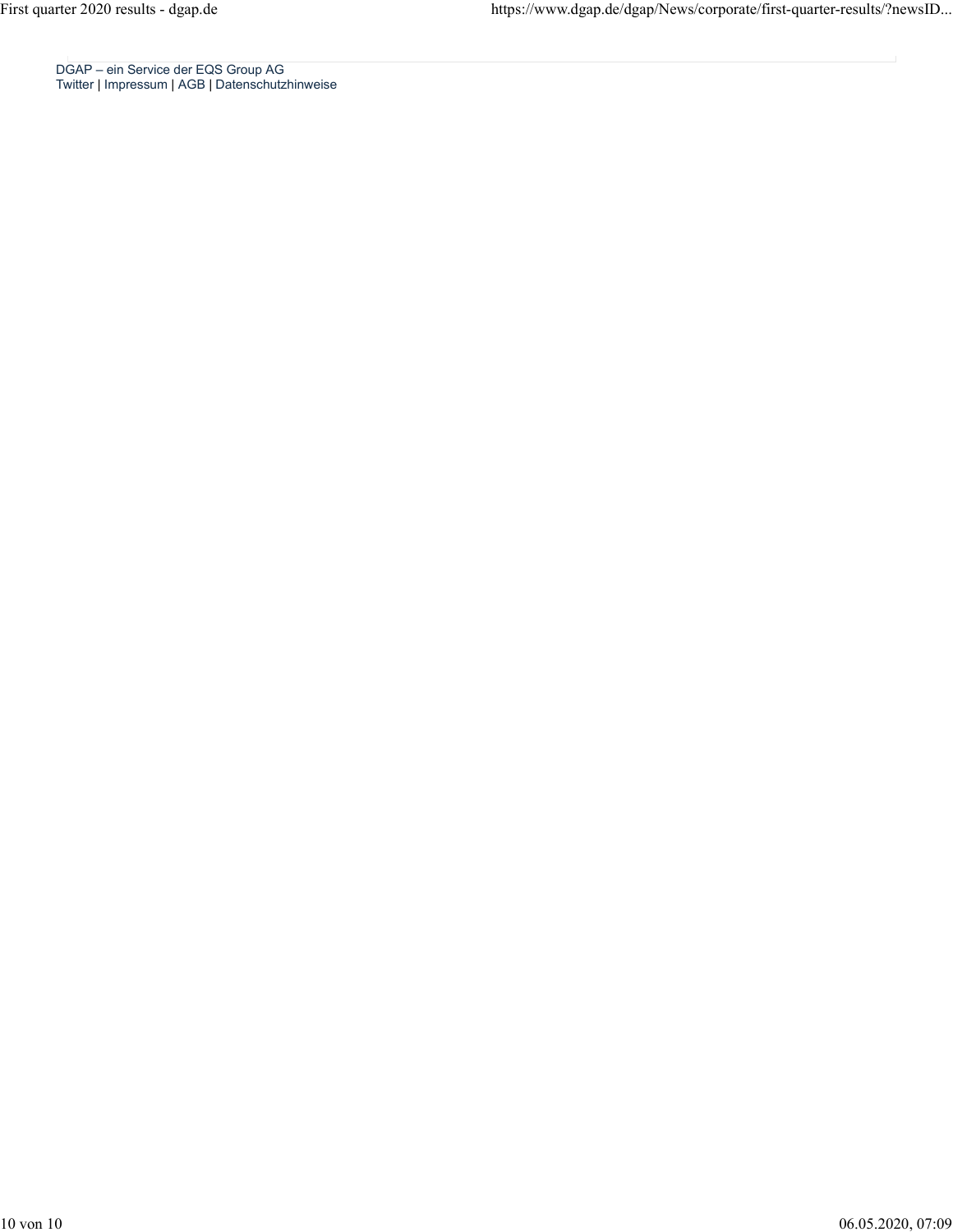DGAP – ein Service der EQS Group AG
Twitter | Impressum | AGB | Datenschutzhinweise